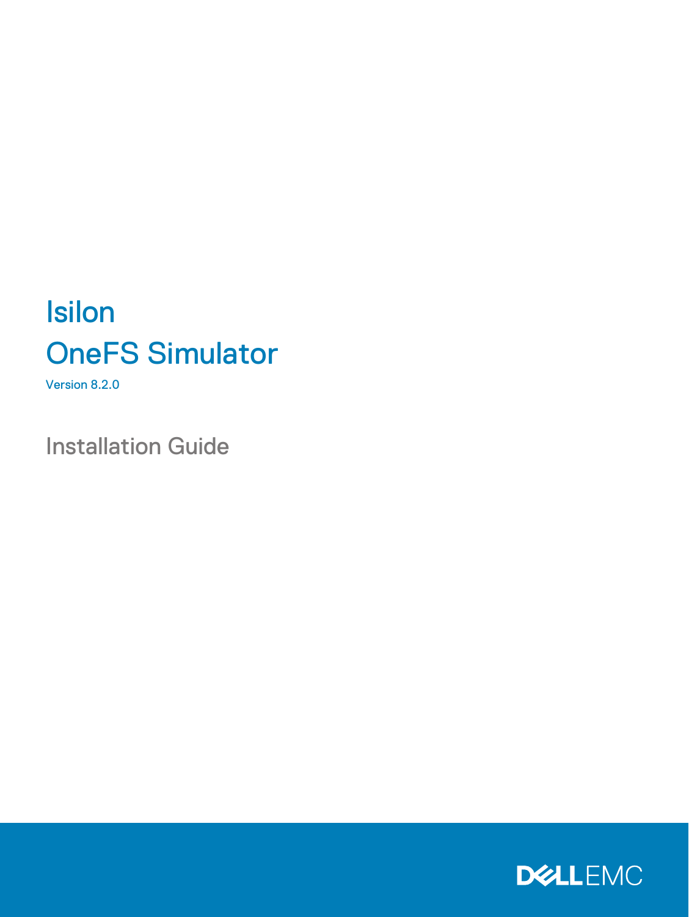# Isilon

# OneFS Simulator

Version 8.2.0

## Installation Guide

DELL EMC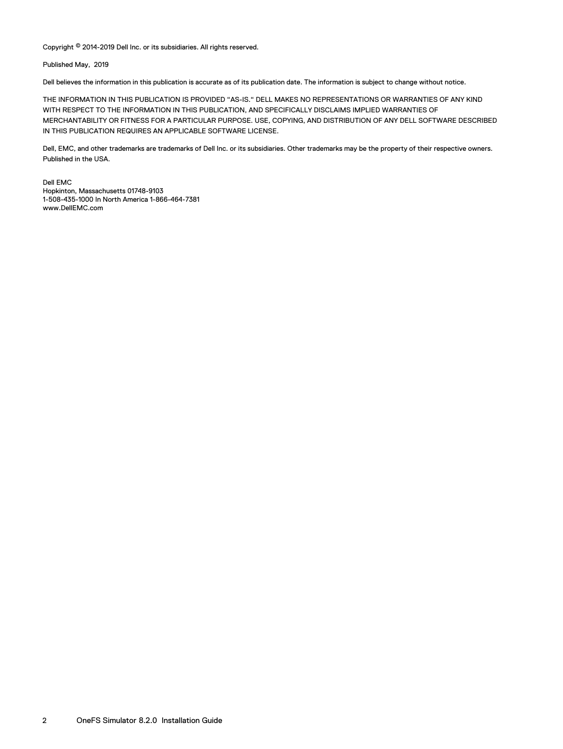Copyright © 2014-2019 Dell Inc. or its subsidiaries. All rights reserved.

Published May, 2019

Dell believes the information in this publication is accurate as of its publication date. The information is subject to change without notice.

THE INFORMATION IN THIS PUBLICATION IS PROVIDED "AS-IS." DELL MAKES NO REPRESENTATIONS OR WARRANTIES OF ANY KIND WITH RESPECT TO THE INFORMATION IN THIS PUBLICATION, AND SPECIFICALLY DISCLAIMS IMPLIED WARRANTIES OF MERCHANTABILITY OR FITNESS FOR A PARTICULAR PURPOSE. USE, COPYING, AND DISTRIBUTION OF ANY DELL SOFTWARE DESCRIBED IN THIS PUBLICATION REQUIRES AN APPLICABLE SOFTWARE LICENSE.

Dell, EMC, and other trademarks are trademarks of Dell Inc. or its subsidiaries. Other trademarks may be the property of their respective owners. Published in the USA.

Dell EMC
Hopkinton, Massachusetts 01748-9103
1-508-435-1000 In North America 1-866-464-7381
www.DellEMC.com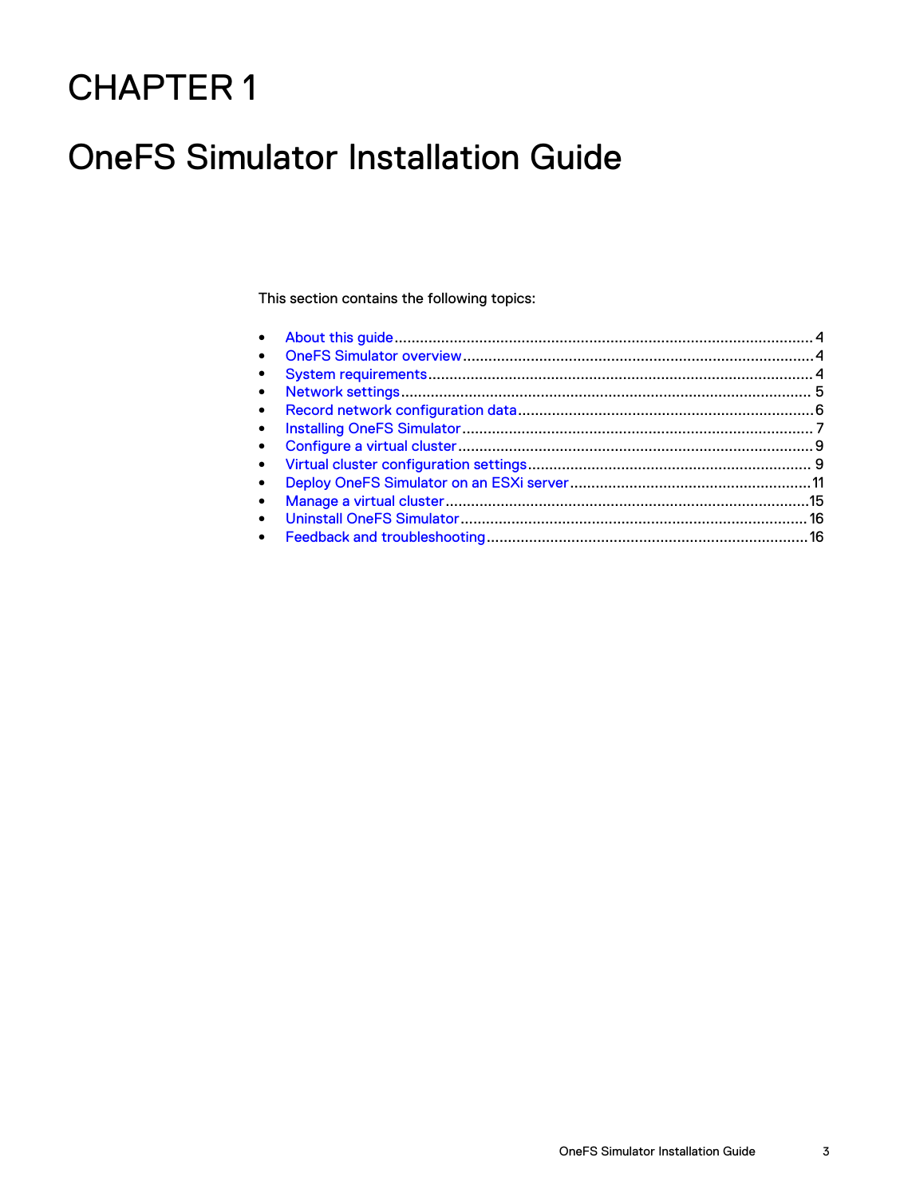# CHAPTER 1

# OneFS Simulator Installation Guide

This section contains the following topics:

- About this guide.......................................................................................................4
- OneFS Simulator overview.........................................................................................4
- System requirements.................................................................................................4
- Network settings........................................................................................................5
- Record network configuration data............................................................................6
- Installing OneFS Simulator.........................................................................................7
- Configure a virtual cluster...........................................................................................9
- Virtual cluster configuration settings..........................................................................9
- Deploy OneFS Simulator on an ESXi server..............................................................11
- Manage a virtual cluster...........................................................................................15
- Uninstall OneFS Simulator.......................................................................................16
- Feedback and troubleshooting.................................................................................16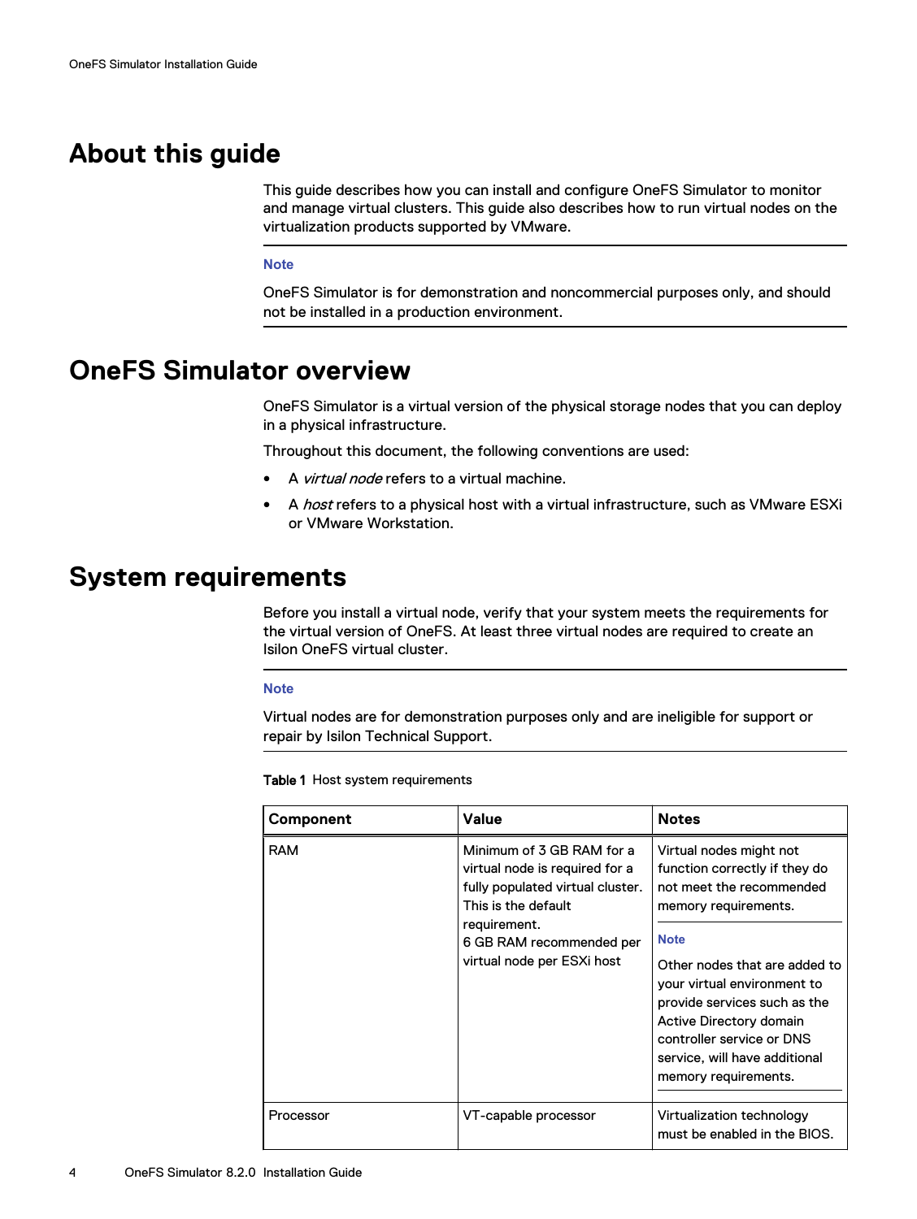## About this guide

This guide describes how you can install and configure OneFS Simulator to monitor and manage virtual clusters. This guide also describes how to run virtual nodes on the virtualization products supported by VMware.

---

**Note**

OneFS Simulator is for demonstration and noncommercial purposes only, and should not be installed in a production environment.

---

## OneFS Simulator overview

OneFS Simulator is a virtual version of the physical storage nodes that you can deploy in a physical infrastructure.

Throughout this document, the following conventions are used:

- A *virtual node* refers to a virtual machine.
- A *host* refers to a physical host with a virtual infrastructure, such as VMware ESXi or VMware Workstation.

## System requirements

Before you install a virtual node, verify that your system meets the requirements for the virtual version of OneFS. At least three virtual nodes are required to create an Isilon OneFS virtual cluster.

---

**Note**

Virtual nodes are for demonstration purposes only and are ineligible for support or repair by Isilon Technical Support.

---

**Table 1** Host system requirements

| Component | Value | Notes |
| --- | --- | --- |
| RAM | Minimum of 3 GB RAM for a virtual node is required for a fully populated virtual cluster. This is the default requirement.<br>6 GB RAM recommended per virtual node per ESXi host | Virtual nodes might not function correctly if they do not meet the recommended memory requirements.<br><br>**Note**<br><br>Other nodes that are added to your virtual environment to provide services such as the Active Directory domain controller service or DNS service, will have additional memory requirements. |
| Processor | VT-capable processor | Virtualization technology must be enabled in the BIOS. |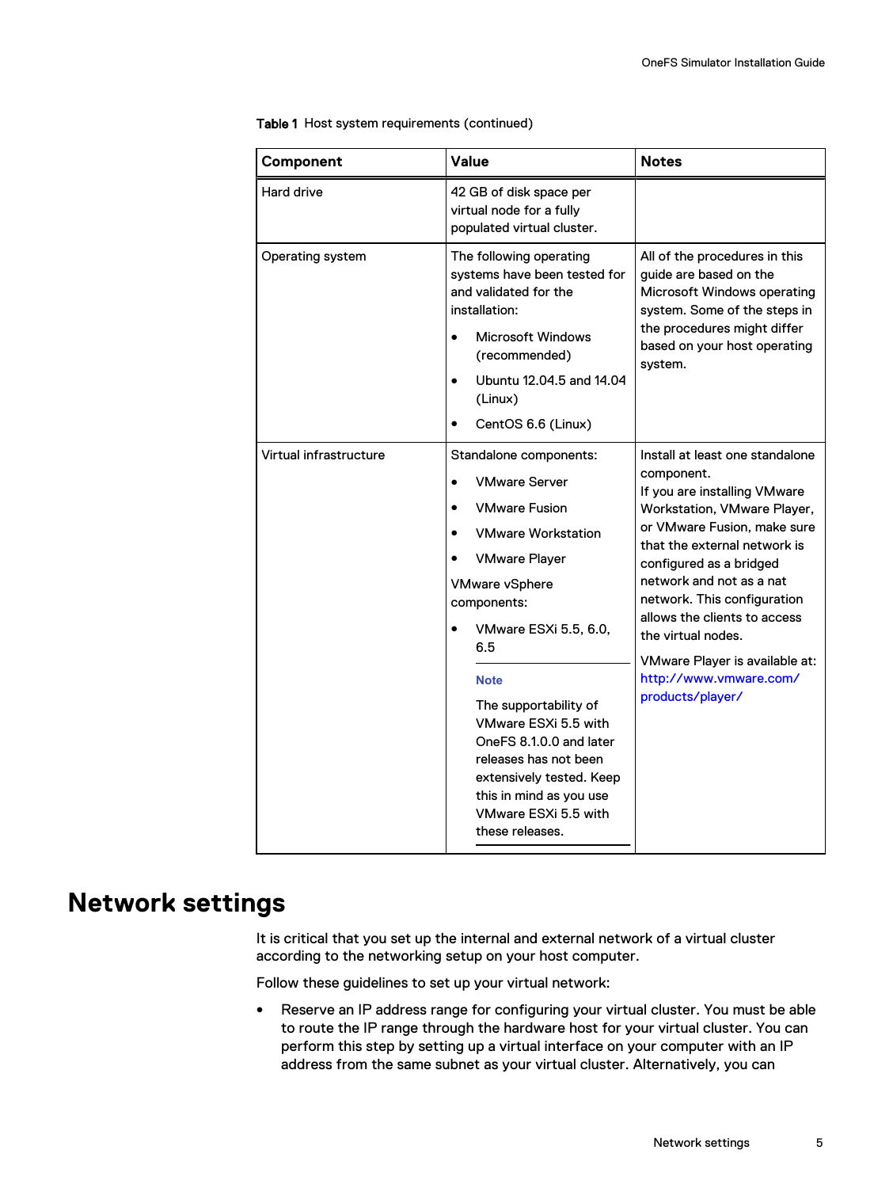Table 1 Host system requirements (continued)

| Component | Value | Notes |
| --- | --- | --- |
| Hard drive | 42 GB of disk space per virtual node for a fully populated virtual cluster. | |
| Operating system | The following operating systems have been tested for and validated for the installation:<br>• Microsoft Windows (recommended)<br>• Ubuntu 12.04.5 and 14.04 (Linux)<br>• CentOS 6.6 (Linux) | All of the procedures in this guide are based on the Microsoft Windows operating system. Some of the steps in the procedures might differ based on your host operating system. |
| Virtual infrastructure | Standalone components:<br>• VMware Server<br>• VMware Fusion<br>• VMware Workstation<br>• VMware Player<br>VMware vSphere components:<br>• VMware ESXi 5.5, 6.0, 6.5<br>**Note**<br>The supportability of VMware ESXi 5.5 with OneFS 8.1.0.0 and later releases has not been extensively tested. Keep this in mind as you use VMware ESXi 5.5 with these releases. | Install at least one standalone component.<br>If you are installing VMware Workstation, VMware Player, or VMware Fusion, make sure that the external network is configured as a bridged network and not as a nat network. This configuration allows the clients to access the virtual nodes.<br>VMware Player is available at: http://www.vmware.com/products/player/ |

# Network settings

It is critical that you set up the internal and external network of a virtual cluster according to the networking setup on your host computer.

Follow these guidelines to set up your virtual network:

- Reserve an IP address range for configuring your virtual cluster. You must be able to route the IP range through the hardware host for your virtual cluster. You can perform this step by setting up a virtual interface on your computer with an IP address from the same subnet as your virtual cluster. Alternatively, you can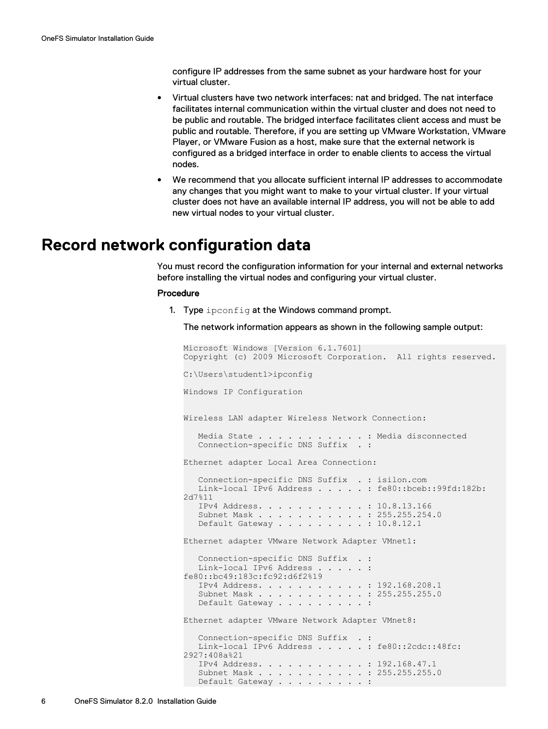configure IP addresses from the same subnet as your hardware host for your virtual cluster.

- Virtual clusters have two network interfaces: nat and bridged. The nat interface facilitates internal communication within the virtual cluster and does not need to be public and routable. The bridged interface facilitates client access and must be public and routable. Therefore, if you are setting up VMware Workstation, VMware Player, or VMware Fusion as a host, make sure that the external network is configured as a bridged interface in order to enable clients to access the virtual nodes.
- We recommend that you allocate sufficient internal IP addresses to accommodate any changes that you might want to make to your virtual cluster. If your virtual cluster does not have an available internal IP address, you will not be able to add new virtual nodes to your virtual cluster.

# Record network configuration data

You must record the configuration information for your internal and external networks before installing the virtual nodes and configuring your virtual cluster.

**Procedure**

1. Type `ipconfig` at the Windows command prompt.

   The network information appears as shown in the following sample output:

```
Microsoft Windows [Version 6.1.7601]
Copyright (c) 2009 Microsoft Corporation.  All rights reserved.

C:\Users\student1>ipconfig

Windows IP Configuration


Wireless LAN adapter Wireless Network Connection:

   Media State . . . . . . . . . . . : Media disconnected
   Connection-specific DNS Suffix  . :

Ethernet adapter Local Area Connection:

   Connection-specific DNS Suffix  . : isilon.com
   Link-local IPv6 Address . . . . . : fe80::bceb::99fd:182b:
2d7%11
   IPv4 Address. . . . . . . . . . . : 10.8.13.166
   Subnet Mask . . . . . . . . . . . : 255.255.254.0
   Default Gateway . . . . . . . . . : 10.8.12.1

Ethernet adapter VMware Network Adapter VMnet1:

   Connection-specific DNS Suffix  . :
   Link-local IPv6 Address . . . . . :
fe80::bc49:183c:fc92:d6f2%19
   IPv4 Address. . . . . . . . . . . : 192.168.208.1
   Subnet Mask . . . . . . . . . . . : 255.255.255.0
   Default Gateway . . . . . . . . . :

Ethernet adapter VMware Network Adapter VMnet8:

   Connection-specific DNS Suffix  . :
   Link-local IPv6 Address . . . . . : fe80::2cdc::48fc:
2927:408a%21
   IPv4 Address. . . . . . . . . . . : 192.168.47.1
   Subnet Mask . . . . . . . . . . . : 255.255.255.0
   Default Gateway . . . . . . . . . :
```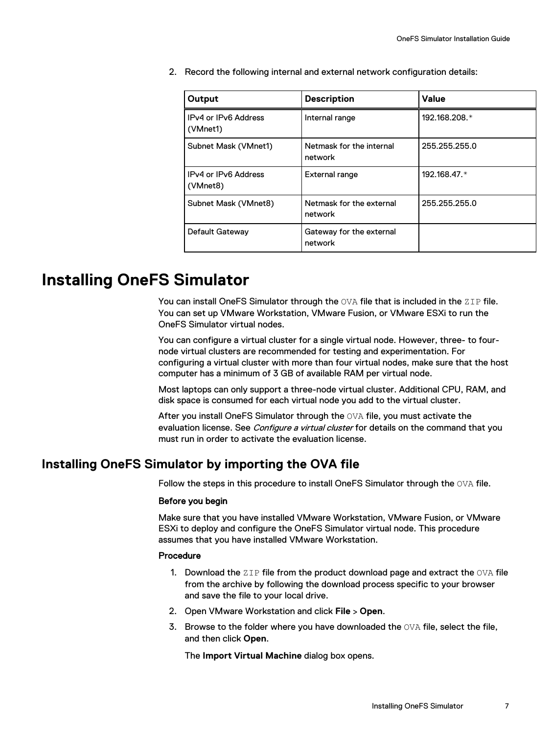2. Record the following internal and external network configuration details:

| Output | Description | Value |
| --- | --- | --- |
| IPv4 or IPv6 Address (VMnet1) | Internal range | 192.168.208.* |
| Subnet Mask (VMnet1) | Netmask for the internal network | 255.255.255.0 |
| IPv4 or IPv6 Address (VMnet8) | External range | 192.168.47.* |
| Subnet Mask (VMnet8) | Netmask for the external network | 255.255.255.0 |
| Default Gateway | Gateway for the external network | |

# Installing OneFS Simulator

You can install OneFS Simulator through the `OVA` file that is included in the `ZIP` file. You can set up VMware Workstation, VMware Fusion, or VMware ESXi to run the OneFS Simulator virtual nodes.

You can configure a virtual cluster for a single virtual node. However, three- to four-node virtual clusters are recommended for testing and experimentation. For configuring a virtual cluster with more than four virtual nodes, make sure that the host computer has a minimum of 3 GB of available RAM per virtual node.

Most laptops can only support a three-node virtual cluster. Additional CPU, RAM, and disk space is consumed for each virtual node you add to the virtual cluster.

After you install OneFS Simulator through the `OVA` file, you must activate the evaluation license. See *Configure a virtual cluster* for details on the command that you must run in order to activate the evaluation license.

## Installing OneFS Simulator by importing the OVA file

Follow the steps in this procedure to install OneFS Simulator through the `OVA` file.

**Before you begin**

Make sure that you have installed VMware Workstation, VMware Fusion, or VMware ESXi to deploy and configure the OneFS Simulator virtual node. This procedure assumes that you have installed VMware Workstation.

**Procedure**

1. Download the `ZIP` file from the product download page and extract the `OVA` file from the archive by following the download process specific to your browser and save the file to your local drive.
2. Open VMware Workstation and click **File** > **Open**.
3. Browse to the folder where you have downloaded the `OVA` file, select the file, and then click **Open**.

   The **Import Virtual Machine** dialog box opens.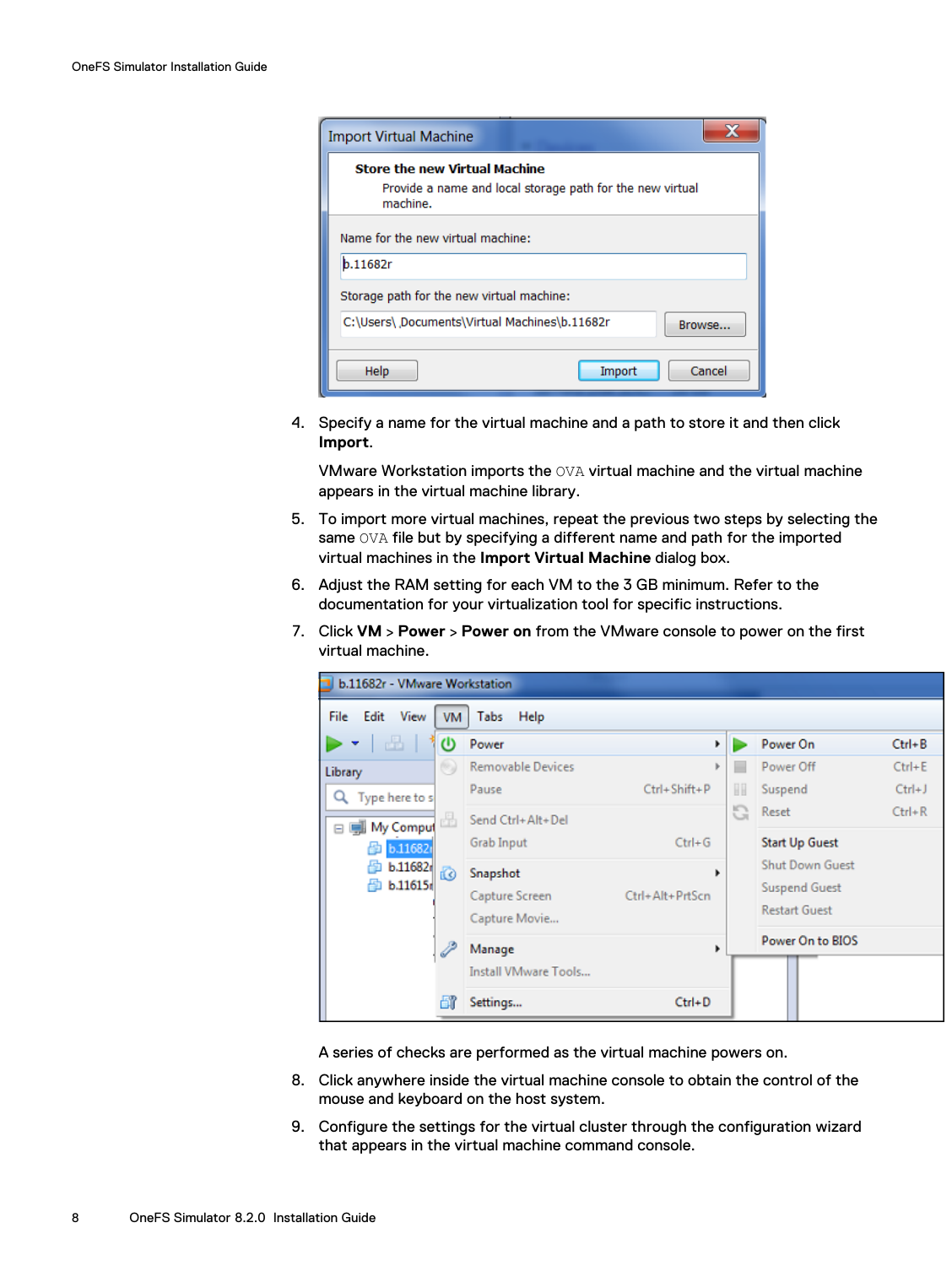4. Specify a name for the virtual machine and a path to store it and then click **Import**.

   VMware Workstation imports the `OVA` virtual machine and the virtual machine appears in the virtual machine library.

5. To import more virtual machines, repeat the previous two steps by selecting the same `OVA` file but by specifying a different name and path for the imported virtual machines in the **Import Virtual Machine** dialog box.

6. Adjust the RAM setting for each VM to the 3 GB minimum. Refer to the documentation for your virtualization tool for specific instructions.

7. Click **VM** > **Power** > **Power on** from the VMware console to power on the first virtual machine.

   A series of checks are performed as the virtual machine powers on.

8. Click anywhere inside the virtual machine console to obtain the control of the mouse and keyboard on the host system.

9. Configure the settings for the virtual cluster through the configuration wizard that appears in the virtual machine command console.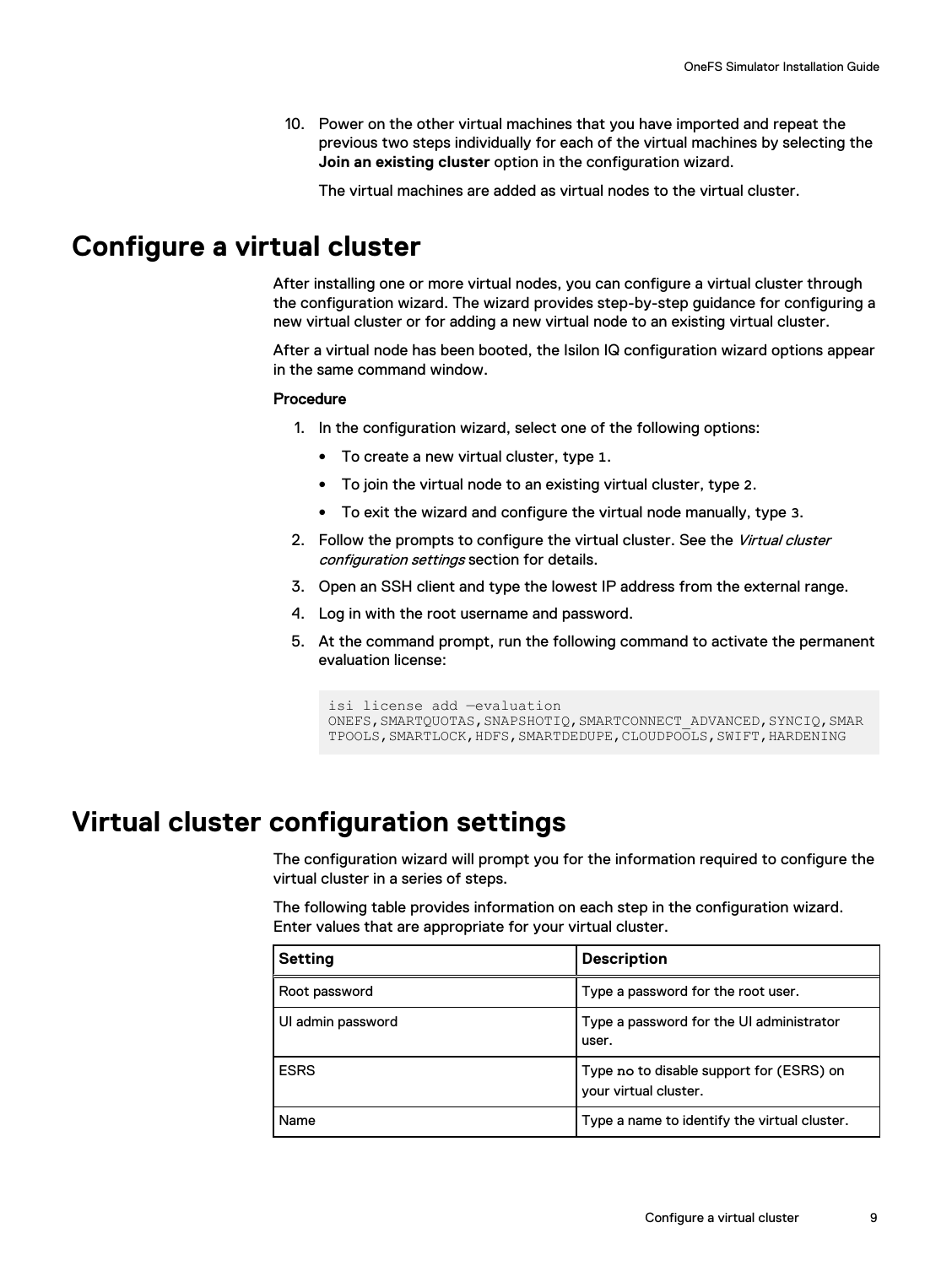10. Power on the other virtual machines that you have imported and repeat the previous two steps individually for each of the virtual machines by selecting the **Join an existing cluster** option in the configuration wizard.

    The virtual machines are added as virtual nodes to the virtual cluster.

# Configure a virtual cluster

After installing one or more virtual nodes, you can configure a virtual cluster through the configuration wizard. The wizard provides step-by-step guidance for configuring a new virtual cluster or for adding a new virtual node to an existing virtual cluster.

After a virtual node has been booted, the Isilon IQ configuration wizard options appear in the same command window.

**Procedure**

1. In the configuration wizard, select one of the following options:
   - To create a new virtual cluster, type `1`.
   - To join the virtual node to an existing virtual cluster, type `2`.
   - To exit the wizard and configure the virtual node manually, type `3`.
2. Follow the prompts to configure the virtual cluster. See the *Virtual cluster configuration settings* section for details.
3. Open an SSH client and type the lowest IP address from the external range.
4. Log in with the root username and password.
5. At the command prompt, run the following command to activate the permanent evaluation license:

```
isi license add —evaluation
ONEFS,SMARTQUOTAS,SNAPSHOTIQ,SMARTCONNECT_ADVANCED,SYNCIQ,SMAR
TPOOLS,SMARTLOCK,HDFS,SMARTDEDUPE,CLOUDPOOLS,SWIFT,HARDENING
```

# Virtual cluster configuration settings

The configuration wizard will prompt you for the information required to configure the virtual cluster in a series of steps.

The following table provides information on each step in the configuration wizard. Enter values that are appropriate for your virtual cluster.

| Setting | Description |
| --- | --- |
| Root password | Type a password for the root user. |
| UI admin password | Type a password for the UI administrator user. |
| ESRS | Type `no` to disable support for (ESRS) on your virtual cluster. |
| Name | Type a name to identify the virtual cluster. |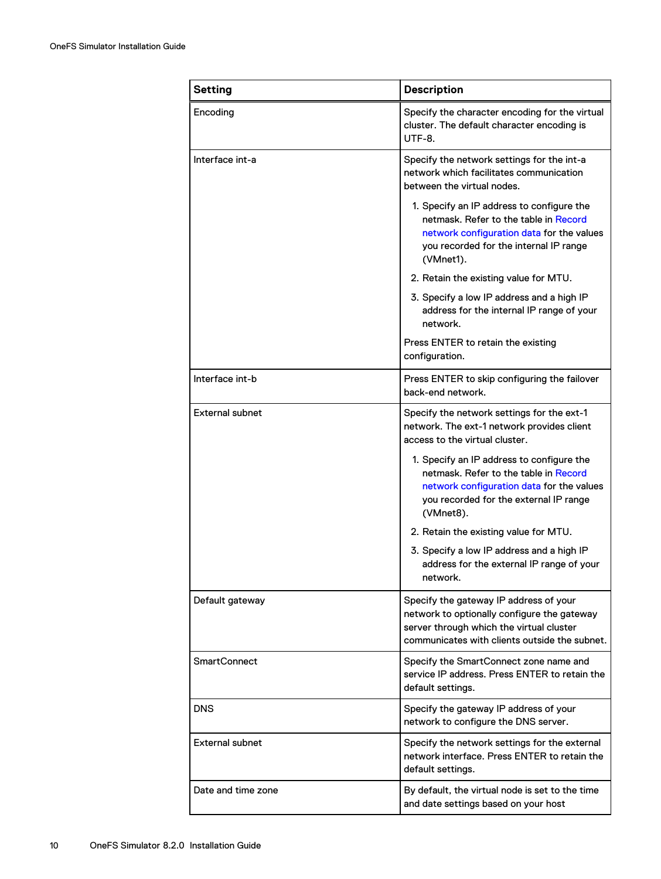| Setting | Description |
| --- | --- |
| Encoding | Specify the character encoding for the virtual cluster. The default character encoding is UTF-8. |
| Interface int-a | Specify the network settings for the int-a network which facilitates communication between the virtual nodes.<br><br>1. Specify an IP address to configure the netmask. Refer to the table in Record network configuration data for the values you recorded for the internal IP range (VMnet1).<br>2. Retain the existing value for MTU.<br>3. Specify a low IP address and a high IP address for the internal IP range of your network.<br><br>Press ENTER to retain the existing configuration. |
| Interface int-b | Press ENTER to skip configuring the failover back-end network. |
| External subnet | Specify the network settings for the ext-1 network. The ext-1 network provides client access to the virtual cluster.<br><br>1. Specify an IP address to configure the netmask. Refer to the table in Record network configuration data for the values you recorded for the external IP range (VMnet8).<br>2. Retain the existing value for MTU.<br>3. Specify a low IP address and a high IP address for the external IP range of your network. |
| Default gateway | Specify the gateway IP address of your network to optionally configure the gateway server through which the virtual cluster communicates with clients outside the subnet. |
| SmartConnect | Specify the SmartConnect zone name and service IP address. Press ENTER to retain the default settings. |
| DNS | Specify the gateway IP address of your network to configure the DNS server. |
| External subnet | Specify the network settings for the external network interface. Press ENTER to retain the default settings. |
| Date and time zone | By default, the virtual node is set to the time and date settings based on your host |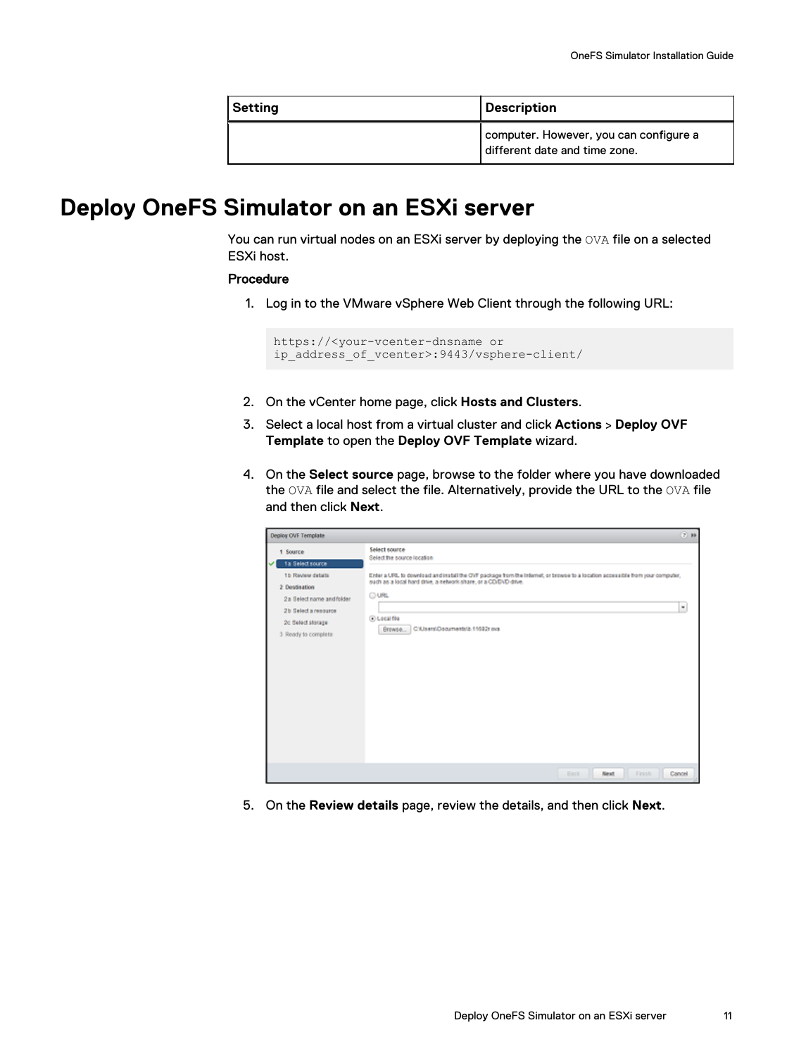| Setting | Description |
|---|---|
| | computer. However, you can configure a different date and time zone. |

# Deploy OneFS Simulator on an ESXi server

You can run virtual nodes on an ESXi server by deploying the `OVA` file on a selected ESXi host.

**Procedure**

1. Log in to the VMware vSphere Web Client through the following URL:

```
https://<your-vcenter-dnsname or
ip_address_of_vcenter>:9443/vsphere-client/
```

2. On the vCenter home page, click **Hosts and Clusters**.
3. Select a local host from a virtual cluster and click **Actions** > **Deploy OVF Template** to open the **Deploy OVF Template** wizard.
4. On the **Select source** page, browse to the folder where you have downloaded the `OVA` file and select the file. Alternatively, provide the URL to the `OVA` file and then click **Next**.
5. On the **Review details** page, review the details, and then click **Next**.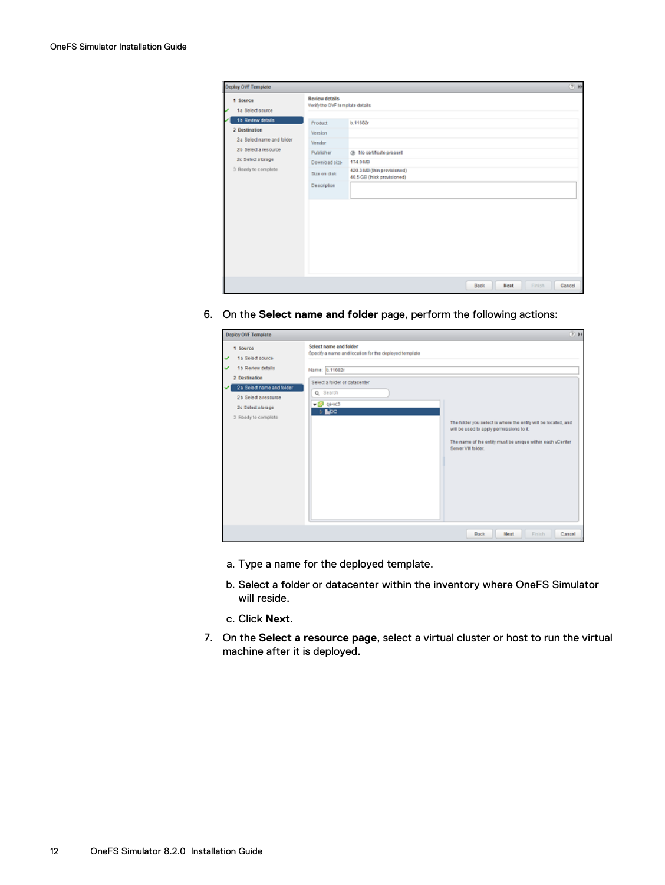6. On the **Select name and folder** page, perform the following actions:

   a. Type a name for the deployed template.

   b. Select a folder or datacenter within the inventory where OneFS Simulator will reside.

   c. Click **Next**.

7. On the **Select a resource page**, select a virtual cluster or host to run the virtual machine after it is deployed.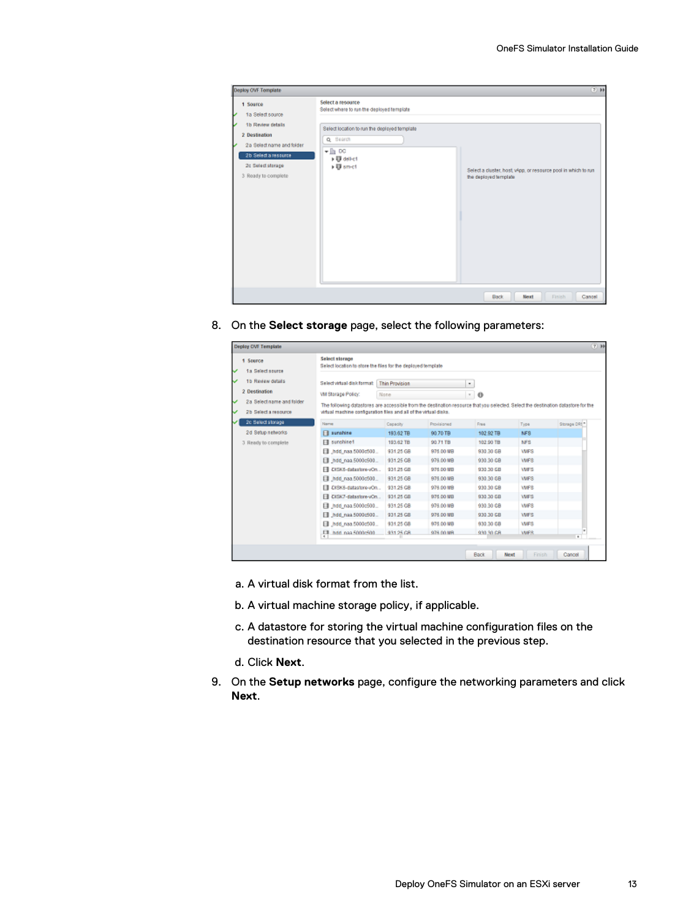8. On the **Select storage** page, select the following parameters:

   a. A virtual disk format from the list.

   b. A virtual machine storage policy, if applicable.

   c. A datastore for storing the virtual machine configuration files on the destination resource that you selected in the previous step.

   d. Click **Next**.

9. On the **Setup networks** page, configure the networking parameters and click **Next**.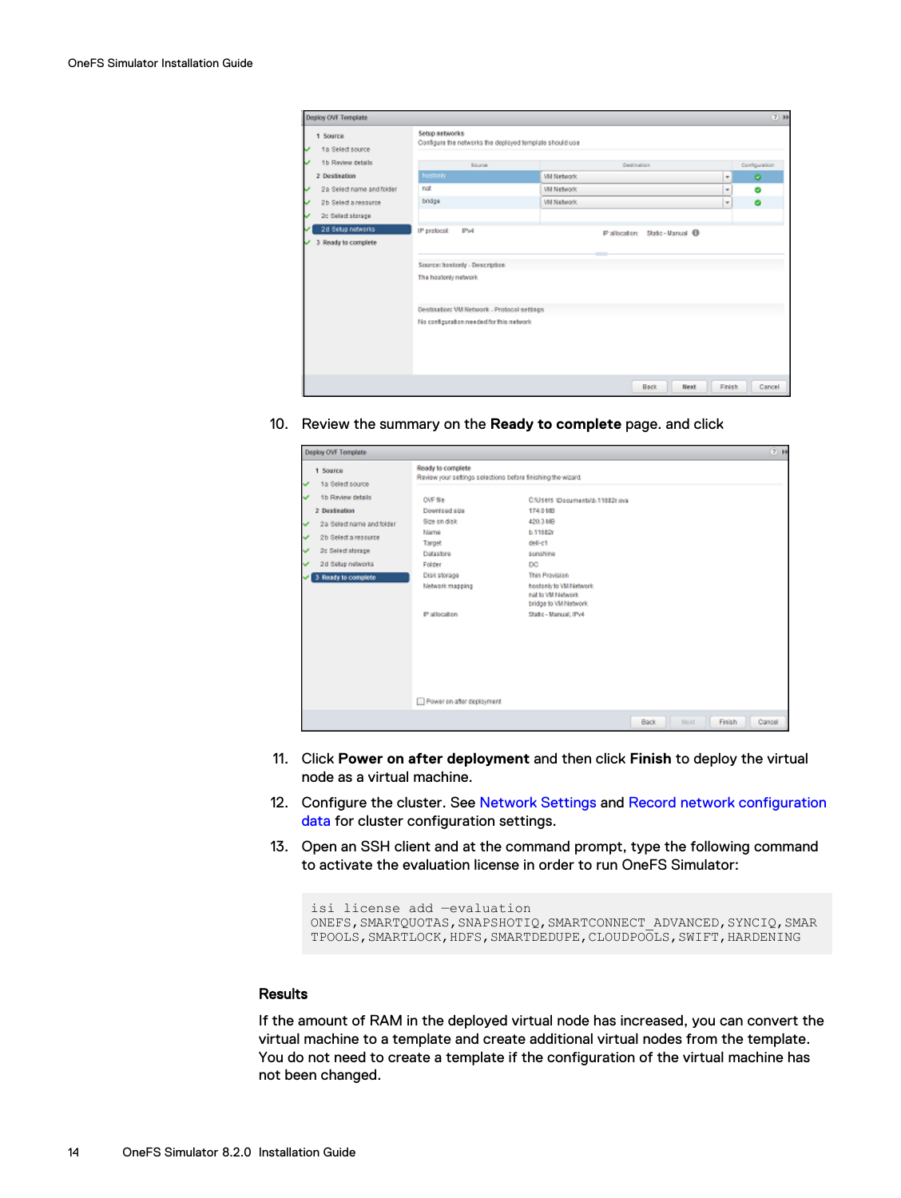10. Review the summary on the **Ready to complete** page. and click

11. Click **Power on after deployment** and then click **Finish** to deploy the virtual node as a virtual machine.

12. Configure the cluster. See Network Settings and Record network configuration data for cluster configuration settings.

13. Open an SSH client and at the command prompt, type the following command to activate the evaluation license in order to run OneFS Simulator:

```
isi license add —evaluation
ONEFS,SMARTQUOTAS,SNAPSHOTIQ,SMARTCONNECT_ADVANCED,SYNCIQ,SMAR
TPOOLS,SMARTLOCK,HDFS,SMARTDEDUPE,CLOUDPOOLS,SWIFT,HARDENING
```

### Results

If the amount of RAM in the deployed virtual node has increased, you can convert the virtual machine to a template and create additional virtual nodes from the template. You do not need to create a template if the configuration of the virtual machine has not been changed.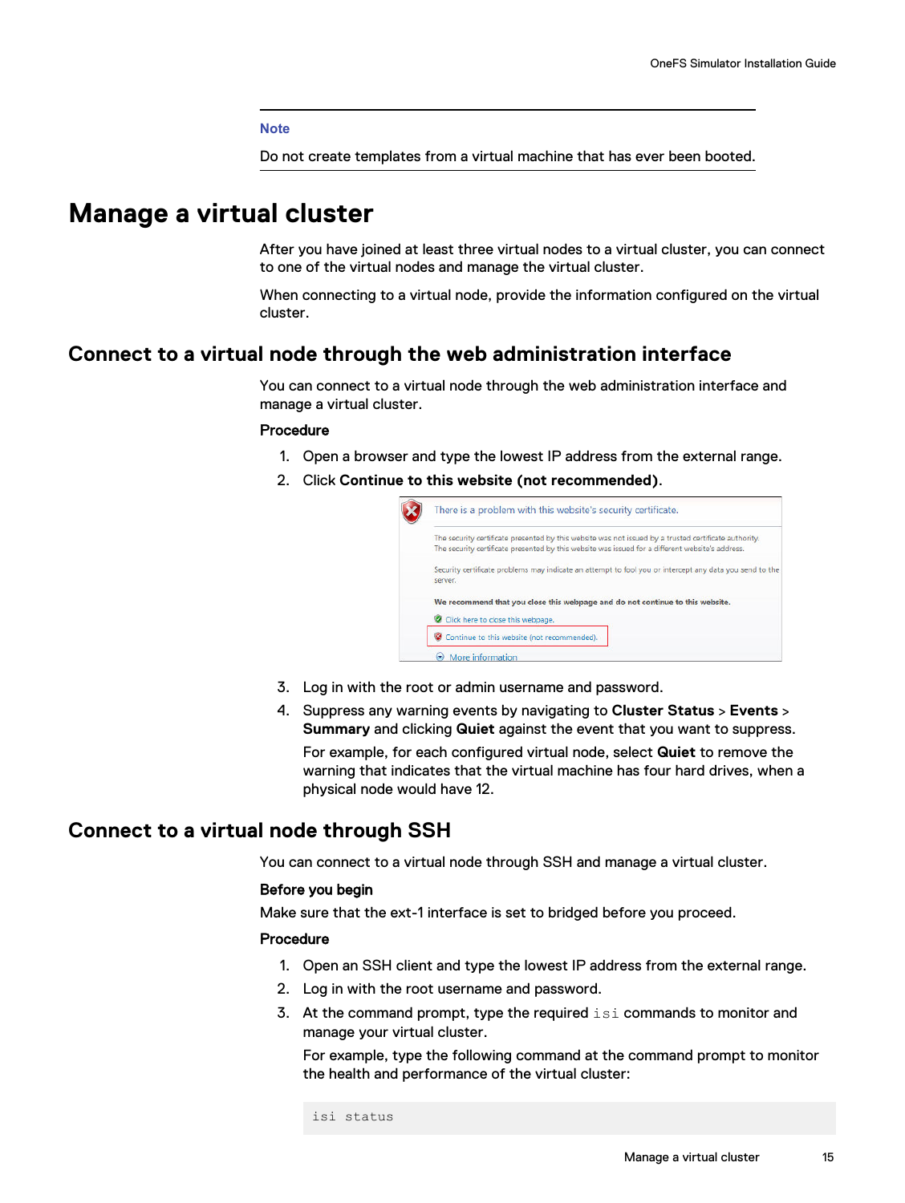---

**Note**

Do not create templates from a virtual machine that has ever been booted.

---

# Manage a virtual cluster

After you have joined at least three virtual nodes to a virtual cluster, you can connect to one of the virtual nodes and manage the virtual cluster.

When connecting to a virtual node, provide the information configured on the virtual cluster.

## Connect to a virtual node through the web administration interface

You can connect to a virtual node through the web administration interface and manage a virtual cluster.

**Procedure**

1. Open a browser and type the lowest IP address from the external range.
2. Click **Continue to this website (not recommended)**.
3. Log in with the root or admin username and password.
4. Suppress any warning events by navigating to **Cluster Status** > **Events** > **Summary** and clicking **Quiet** against the event that you want to suppress.

   For example, for each configured virtual node, select **Quiet** to remove the warning that indicates that the virtual machine has four hard drives, when a physical node would have 12.

## Connect to a virtual node through SSH

You can connect to a virtual node through SSH and manage a virtual cluster.

**Before you begin**

Make sure that the ext-1 interface is set to bridged before you proceed.

**Procedure**

1. Open an SSH client and type the lowest IP address from the external range.
2. Log in with the root username and password.
3. At the command prompt, type the required `isi` commands to monitor and manage your virtual cluster.

   For example, type the following command at the command prompt to monitor the health and performance of the virtual cluster:

```
isi status
```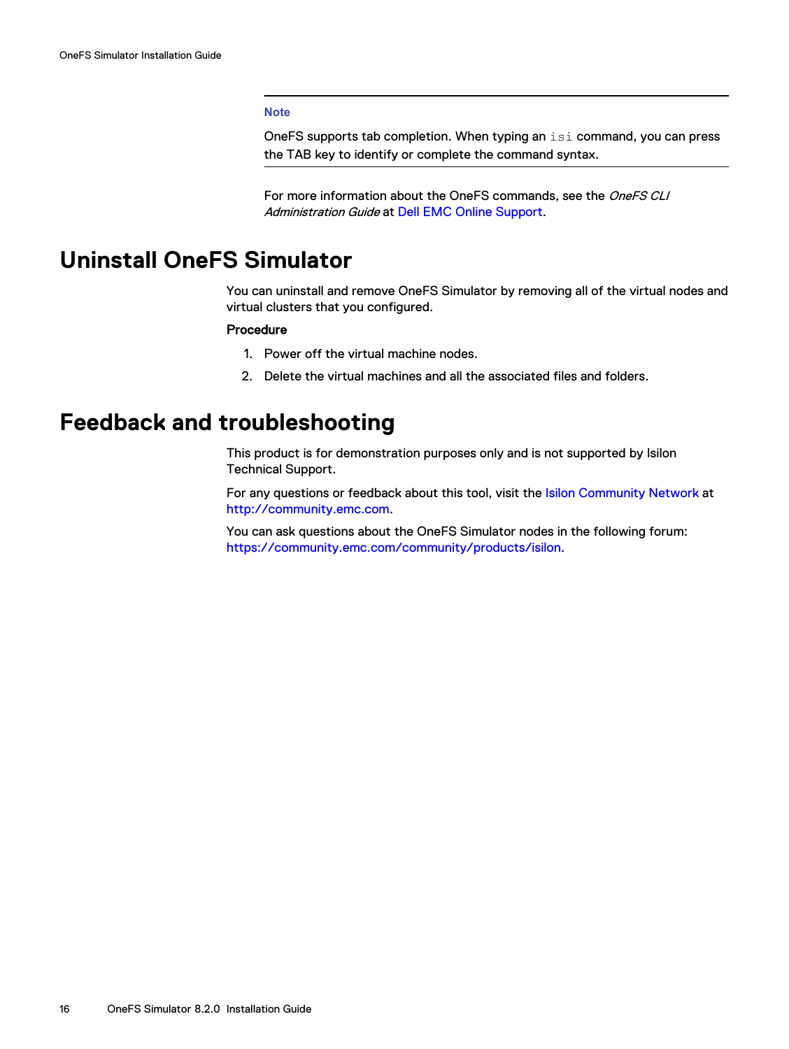> **Note**
>
> OneFS supports tab completion. When typing an `isi` command, you can press the TAB key to identify or complete the command syntax.

For more information about the OneFS commands, see the *OneFS CLI Administration Guide* at Dell EMC Online Support.

# Uninstall OneFS Simulator

You can uninstall and remove OneFS Simulator by removing all of the virtual nodes and virtual clusters that you configured.

**Procedure**

1. Power off the virtual machine nodes.
2. Delete the virtual machines and all the associated files and folders.

# Feedback and troubleshooting

This product is for demonstration purposes only and is not supported by Isilon Technical Support.

For any questions or feedback about this tool, visit the Isilon Community Network at http://community.emc.com.

You can ask questions about the OneFS Simulator nodes in the following forum: https://community.emc.com/community/products/isilon.